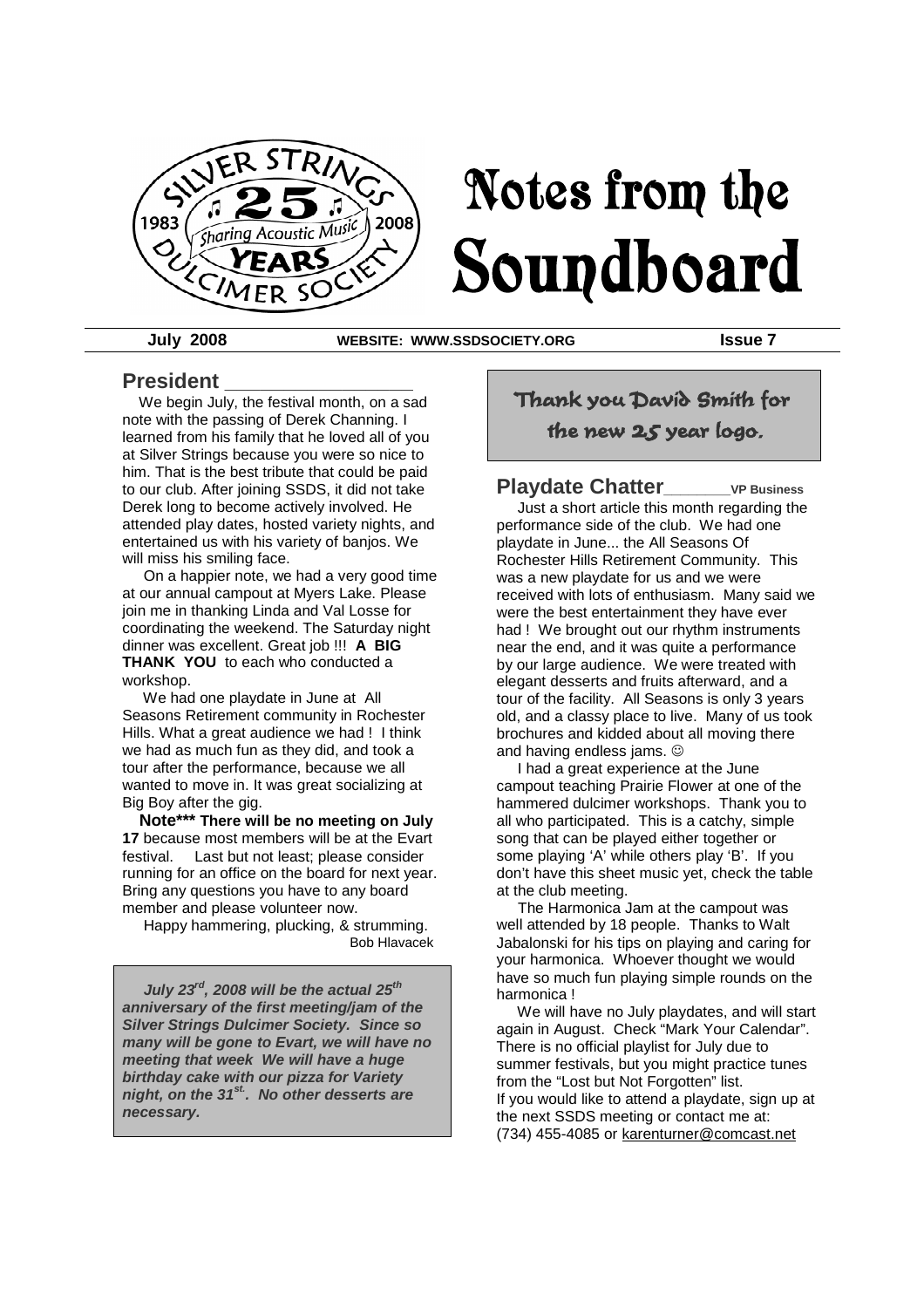# Notes from the Soundboard

**July 2008** | **WEBSITE: WWW.SSDSOCIETY.ORG** | **Issue 7**

## President

We begin July, the festival month, on a sad note with the passing of Derek Channing. I learned from his family that he loved all of you at Silver Strings because you were so nice to him. That is the best tribute that could be paid to our club. After joining SSDS, it did not take Derek long to become actively involved. He attended play dates, hosted variety nights, and entertained us with his variety of banjos. We will miss his smiling face.

On a happier note, we had a very good time at our annual campout at Myers Lake. Please join me in thanking Linda and Val Losse for coordinating the weekend. The Saturday night dinner was excellent. Great job !!! **A BIG THANK YOU** to each who conducted a workshop.

We had one playdate in June at All Seasons Retirement community in Rochester Hills. What a great audience we had ! I think we had as much fun as they did, and took a tour after the performance, because we all wanted to move in. It was great socializing at Big Boy after the gig.

**Note\*\*\* There will be no meeting on July 17** because most members will be at the Evart festival. Last but not least; please consider running for an office on the board for next year. Bring any questions you have to any board member and please volunteer now.

Happy hammering, plucking, & strumming.

Bob Hlavacek

***July 23rd, 2008 will be the actual 25th anniversary of the first meeting/jam of the Silver Strings Dulcimer Society. Since so many will be gone to Evart, we will have no meeting that week We will have a huge birthday cake with our pizza for Variety night, on the 31st. No other desserts are necessary.***

*Thank you David Smith for the new 25 year logo.*

## Playdate Chatter — VP Business

Just a short article this month regarding the performance side of the club. We had one playdate in June... the All Seasons Of Rochester Hills Retirement Community. This was a new playdate for us and we were received with lots of enthusiasm. Many said we were the best entertainment they have ever had ! We brought out our rhythm instruments near the end, and it was quite a performance by our large audience. We were treated with elegant desserts and fruits afterward, and a tour of the facility. All Seasons is only 3 years old, and a classy place to live. Many of us took brochures and kidded about all moving there and having endless jams. ☺

I had a great experience at the June campout teaching Prairie Flower at one of the hammered dulcimer workshops. Thank you to all who participated. This is a catchy, simple song that can be played either together or some playing 'A' while others play 'B'. If you don't have this sheet music yet, check the table at the club meeting.

The Harmonica Jam at the campout was well attended by 18 people. Thanks to Walt Jabalonski for his tips on playing and caring for your harmonica. Whoever thought we would have so much fun playing simple rounds on the harmonica !

We will have no July playdates, and will start again in August. Check "Mark Your Calendar". There is no official playlist for July due to summer festivals, but you might practice tunes from the "Lost but Not Forgotten" list.
If you would like to attend a playdate, sign up at the next SSDS meeting or contact me at:
(734) 455-4085 or karenturner@comcast.net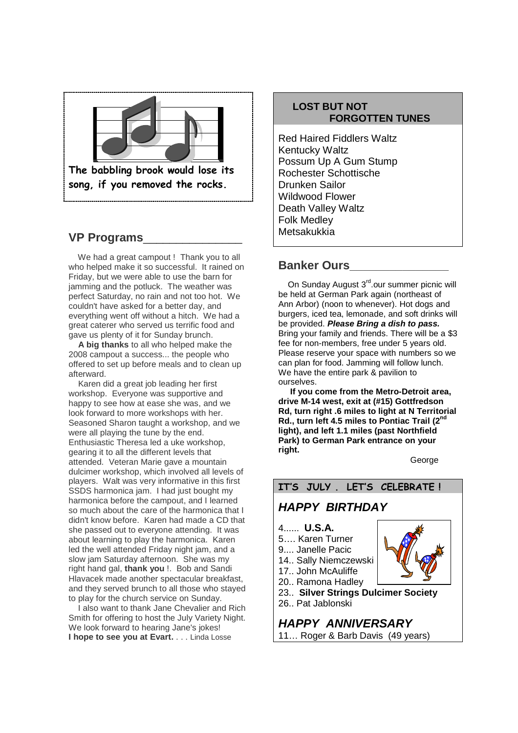The babbling brook would lose its song, if you removed the rocks.

## VP Programs

We had a great campout ! Thank you to all who helped make it so successful. It rained on Friday, but we were able to use the barn for jamming and the potluck. The weather was perfect Saturday, no rain and not too hot. We couldn't have asked for a better day, and everything went off without a hitch. We had a great caterer who served us terrific food and gave us plenty of it for Sunday brunch.

**A big thanks** to all who helped make the 2008 campout a success... the people who offered to set up before meals and to clean up afterward.

Karen did a great job leading her first workshop. Everyone was supportive and happy to see how at ease she was, and we look forward to more workshops with her. Seasoned Sharon taught a workshop, and we were all playing the tune by the end. Enthusiastic Theresa led a uke workshop, gearing it to all the different levels that attended. Veteran Marie gave a mountain dulcimer workshop, which involved all levels of players. Walt was very informative in this first SSDS harmonica jam. I had just bought my harmonica before the campout, and I learned so much about the care of the harmonica that I didn't know before. Karen had made a CD that she passed out to everyone attending. It was about learning to play the harmonica. Karen led the well attended Friday night jam, and a slow jam Saturday afternoon. She was my right hand gal, **thank you** !. Bob and Sandi Hlavacek made another spectacular breakfast, and they served brunch to all those who stayed to play for the church service on Sunday.

I also want to thank Jane Chevalier and Rich Smith for offering to host the July Variety Night. We look forward to hearing Jane's jokes!

**I hope to see you at Evart.** . . . Linda Losse

## LOST BUT NOT FORGOTTEN TUNES

Red Haired Fiddlers Waltz
Kentucky Waltz
Possum Up A Gum Stump
Rochester Schottische
Drunken Sailor
Wildwood Flower
Death Valley Waltz
Folk Medley
Metsakukkia

## Banker Ours

On Sunday August 3rd.our summer picnic will be held at German Park again (northeast of Ann Arbor) (noon to whenever). Hot dogs and burgers, iced tea, lemonade, and soft drinks will be provided. ***Please Bring a dish to pass.*** Bring your family and friends. There will be a $3 fee for non-members, free under 5 years old. Please reserve your space with numbers so we can plan for food. Jamming will follow lunch. We have the entire park & pavilion to ourselves.

**If you come from the Metro-Detroit area, drive M-14 west, exit at (#15) Gottfredson Rd, turn right .6 miles to light at N Territorial Rd., turn left 4.5 miles to Pontiac Trail (2nd light), and left 1.1 miles (past Northfield Park) to German Park entrance on your right.**

George

## IT'S JULY . LET'S CELEBRATE !

### *HAPPY BIRTHDAY*

4...... **U.S.A.**
5…. Karen Turner
9.... Janelle Pacic
14.. Sally Niemczewski
17.. John McAuliffe
20.. Ramona Hadley
23.. **Silver Strings Dulcimer Society**
26.. Pat Jablonski

### *HAPPY ANNIVERSARY*

11… Roger & Barb Davis (49 years)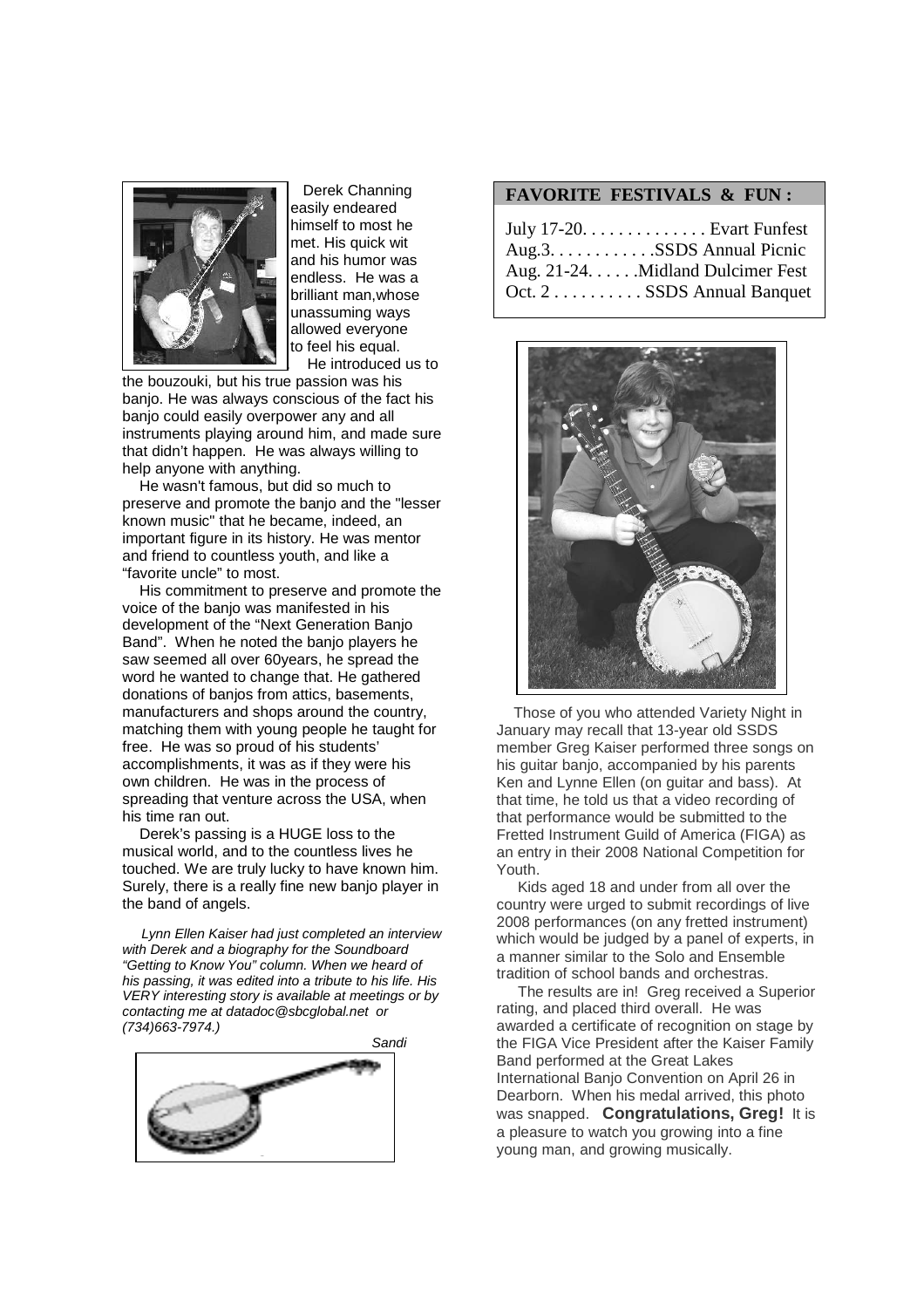Derek Channing easily endeared himself to most he met. His quick wit and his humor was endless. He was a brilliant man,whose unassuming ways allowed everyone to feel his equal.

He introduced us to the bouzouki, but his true passion was his banjo. He was always conscious of the fact his banjo could easily overpower any and all instruments playing around him, and made sure that didn't happen. He was always willing to help anyone with anything.

He wasn't famous, but did so much to preserve and promote the banjo and the "lesser known music" that he became, indeed, an important figure in its history. He was mentor and friend to countless youth, and like a "favorite uncle" to most.

His commitment to preserve and promote the voice of the banjo was manifested in his development of the "Next Generation Banjo Band". When he noted the banjo players he saw seemed all over 60years, he spread the word he wanted to change that. He gathered donations of banjos from attics, basements, manufacturers and shops around the country, matching them with young people he taught for free. He was so proud of his students' accomplishments, it was as if they were his own children. He was in the process of spreading that venture across the USA, when his time ran out.

Derek's passing is a HUGE loss to the musical world, and to the countless lives he touched. We are truly lucky to have known him. Surely, there is a really fine new banjo player in the band of angels.

*Lynn Ellen Kaiser had just completed an interview with Derek and a biography for the Soundboard "Getting to Know You" column. When we heard of his passing, it was edited into a tribute to his life. His VERY interesting story is available at meetings or by contacting me at datadoc@sbcglobal.net or (734)663-7974.)*

*Sandi*

**FAVORITE FESTIVALS & FUN :**

July 17-20. . . . . . . . . . . . . . Evart Funfest
Aug.3. . . . . . . . . . . .SSDS Annual Picnic
Aug. 21-24. . . . . .Midland Dulcimer Fest
Oct. 2 . . . . . . . . . . SSDS Annual Banquet

Those of you who attended Variety Night in January may recall that 13-year old SSDS member Greg Kaiser performed three songs on his guitar banjo, accompanied by his parents Ken and Lynne Ellen (on guitar and bass). At that time, he told us that a video recording of that performance would be submitted to the Fretted Instrument Guild of America (FIGA) as an entry in their 2008 National Competition for Youth.

Kids aged 18 and under from all over the country were urged to submit recordings of live 2008 performances (on any fretted instrument) which would be judged by a panel of experts, in a manner similar to the Solo and Ensemble tradition of school bands and orchestras.

The results are in! Greg received a Superior rating, and placed third overall. He was awarded a certificate of recognition on stage by the FIGA Vice President after the Kaiser Family Band performed at the Great Lakes International Banjo Convention on April 26 in Dearborn. When his medal arrived, this photo was snapped. **Congratulations, Greg!** It is a pleasure to watch you growing into a fine young man, and growing musically.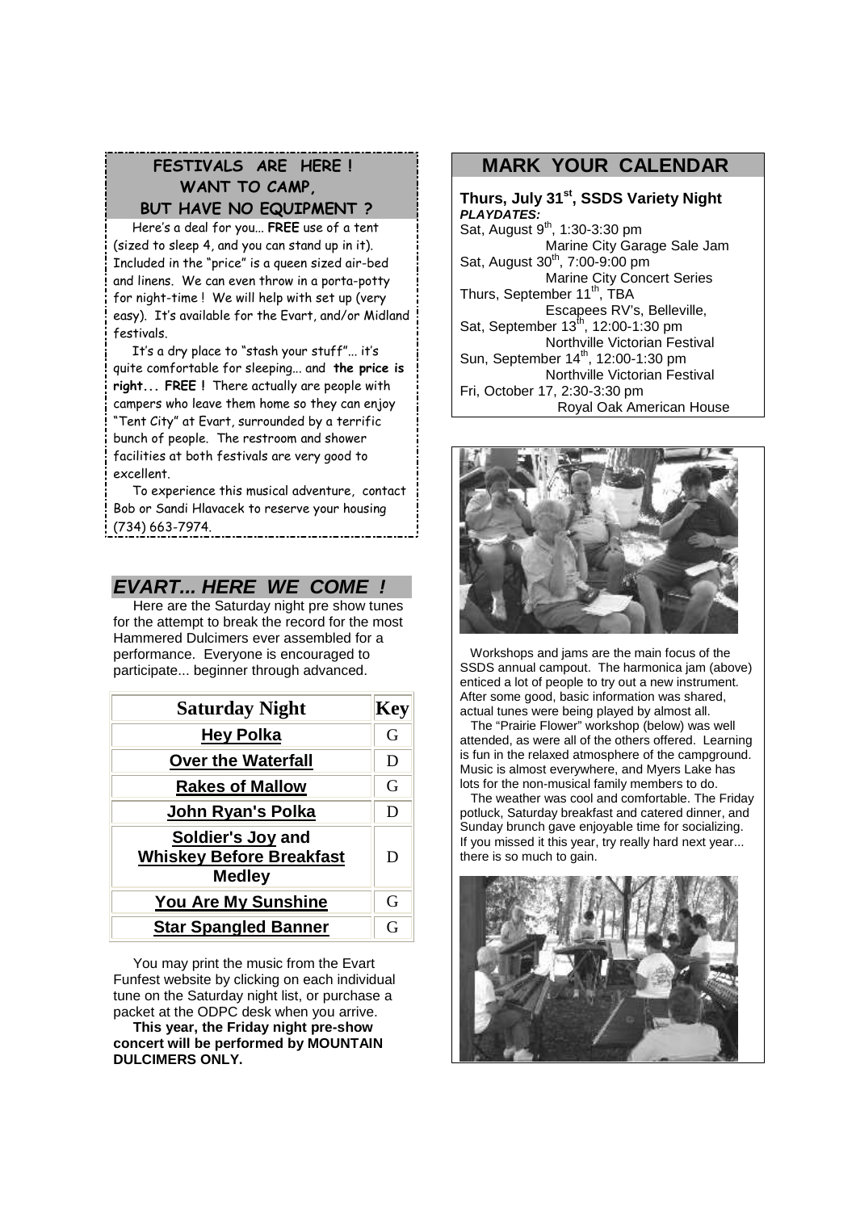## FESTIVALS ARE HERE ! WANT TO CAMP, BUT HAVE NO EQUIPMENT ?

Here's a deal for you... **FREE** use of a tent (sized to sleep 4, and you can stand up in it). Included in the "price" is a queen sized air-bed and linens. We can even throw in a porta-potty for night-time ! We will help with set up (very easy). It's available for the Evart, and/or Midland festivals.

It's a dry place to "stash your stuff"... it's quite comfortable for sleeping... and **the price is right... FREE !** There actually are people with campers who leave them home so they can enjoy "Tent City" at Evart, surrounded by a terrific bunch of people. The restroom and shower facilities at both festivals are very good to excellent.

To experience this musical adventure, contact Bob or Sandi Hlavacek to reserve your housing (734) 663-7974.

## *EVART... HERE WE COME !*

Here are the Saturday night pre show tunes for the attempt to break the record for the most Hammered Dulcimers ever assembled for a performance. Everyone is encouraged to participate... beginner through advanced.

| Saturday Night | Key |
|---|---|
| Hey Polka | G |
| Over the Waterfall | D |
| Rakes of Mallow | G |
| John Ryan's Polka | D |
| Soldier's Joy and Whiskey Before Breakfast Medley | D |
| You Are My Sunshine | G |
| Star Spangled Banner | G |

You may print the music from the Evart Funfest website by clicking on each individual tune on the Saturday night list, or purchase a packet at the ODPC desk when you arrive.

**This year, the Friday night pre-show concert will be performed by MOUNTAIN DULCIMERS ONLY.**

## MARK YOUR CALENDAR

**Thurs, July 31st, SSDS Variety Night**

***PLAYDATES:***

Sat, August 9th, 1:30-3:30 pm
Marine City Garage Sale Jam

Sat, August 30th, 7:00-9:00 pm
Marine City Concert Series

Thurs, September 11th, TBA
Escapees RV's, Belleville,

Sat, September 13th, 12:00-1:30 pm
Northville Victorian Festival

Sun, September 14th, 12:00-1:30 pm
Northville Victorian Festival

Fri, October 17, 2:30-3:30 pm
Royal Oak American House

Workshops and jams are the main focus of the SSDS annual campout. The harmonica jam (above) enticed a lot of people to try out a new instrument. After some good, basic information was shared, actual tunes were being played by almost all.

The "Prairie Flower" workshop (below) was well attended, as were all of the others offered. Learning is fun in the relaxed atmosphere of the campground. Music is almost everywhere, and Myers Lake has lots for the non-musical family members to do.

The weather was cool and comfortable. The Friday potluck, Saturday breakfast and catered dinner, and Sunday brunch gave enjoyable time for socializing. If you missed it this year, try really hard next year... there is so much to gain.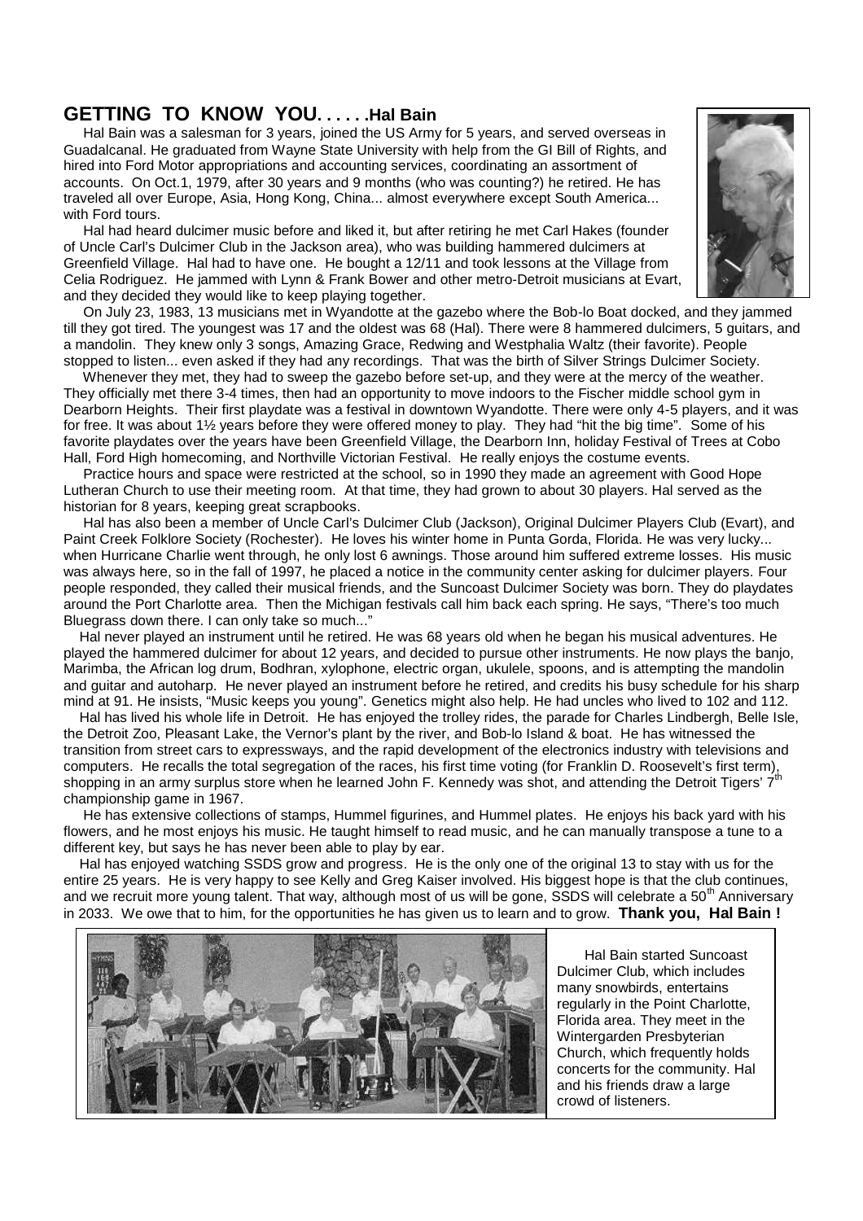## GETTING TO KNOW YOU. . . . . .Hal Bain

Hal Bain was a salesman for 3 years, joined the US Army for 5 years, and served overseas in Guadalcanal. He graduated from Wayne State University with help from the GI Bill of Rights, and hired into Ford Motor appropriations and accounting services, coordinating an assortment of accounts. On Oct.1, 1979, after 30 years and 9 months (who was counting?) he retired. He has traveled all over Europe, Asia, Hong Kong, China... almost everywhere except South America... with Ford tours.

Hal had heard dulcimer music before and liked it, but after retiring he met Carl Hakes (founder of Uncle Carl's Dulcimer Club in the Jackson area), who was building hammered dulcimers at Greenfield Village. Hal had to have one. He bought a 12/11 and took lessons at the Village from Celia Rodriguez. He jammed with Lynn & Frank Bower and other metro-Detroit musicians at Evart, and they decided they would like to keep playing together.

On July 23, 1983, 13 musicians met in Wyandotte at the gazebo where the Bob-lo Boat docked, and they jammed till they got tired. The youngest was 17 and the oldest was 68 (Hal). There were 8 hammered dulcimers, 5 guitars, and a mandolin. They knew only 3 songs, Amazing Grace, Redwing and Westphalia Waltz (their favorite). People stopped to listen... even asked if they had any recordings. That was the birth of Silver Strings Dulcimer Society.

Whenever they met, they had to sweep the gazebo before set-up, and they were at the mercy of the weather. They officially met there 3-4 times, then had an opportunity to move indoors to the Fischer middle school gym in Dearborn Heights. Their first playdate was a festival in downtown Wyandotte. There were only 4-5 players, and it was for free. It was about 1½ years before they were offered money to play. They had "hit the big time". Some of his favorite playdates over the years have been Greenfield Village, the Dearborn Inn, holiday Festival of Trees at Cobo Hall, Ford High homecoming, and Northville Victorian Festival. He really enjoys the costume events.

Practice hours and space were restricted at the school, so in 1990 they made an agreement with Good Hope Lutheran Church to use their meeting room. At that time, they had grown to about 30 players. Hal served as the historian for 8 years, keeping great scrapbooks.

Hal has also been a member of Uncle Carl's Dulcimer Club (Jackson), Original Dulcimer Players Club (Evart), and Paint Creek Folklore Society (Rochester). He loves his winter home in Punta Gorda, Florida. He was very lucky... when Hurricane Charlie went through, he only lost 6 awnings. Those around him suffered extreme losses. His music was always here, so in the fall of 1997, he placed a notice in the community center asking for dulcimer players. Four people responded, they called their musical friends, and the Suncoast Dulcimer Society was born. They do playdates around the Port Charlotte area. Then the Michigan festivals call him back each spring. He says, "There's too much Bluegrass down there. I can only take so much..."

Hal never played an instrument until he retired. He was 68 years old when he began his musical adventures. He played the hammered dulcimer for about 12 years, and decided to pursue other instruments. He now plays the banjo, Marimba, the African log drum, Bodhran, xylophone, electric organ, ukulele, spoons, and is attempting the mandolin and guitar and autoharp. He never played an instrument before he retired, and credits his busy schedule for his sharp mind at 91. He insists, "Music keeps you young". Genetics might also help. He had uncles who lived to 102 and 112.

Hal has lived his whole life in Detroit. He has enjoyed the trolley rides, the parade for Charles Lindbergh, Belle Isle, the Detroit Zoo, Pleasant Lake, the Vernor's plant by the river, and Bob-lo Island & boat. He has witnessed the transition from street cars to expressways, and the rapid development of the electronics industry with televisions and computers. He recalls the total segregation of the races, his first time voting (for Franklin D. Roosevelt's first term), shopping in an army surplus store when he learned John F. Kennedy was shot, and attending the Detroit Tigers' 7th championship game in 1967.

He has extensive collections of stamps, Hummel figurines, and Hummel plates. He enjoys his back yard with his flowers, and he most enjoys his music. He taught himself to read music, and he can manually transpose a tune to a different key, but says he has never been able to play by ear.

Hal has enjoyed watching SSDS grow and progress. He is the only one of the original 13 to stay with us for the entire 25 years. He is very happy to see Kelly and Greg Kaiser involved. His biggest hope is that the club continues, and we recruit more young talent. That way, although most of us will be gone, SSDS will celebrate a 50th Anniversary in 2033. We owe that to him, for the opportunities he has given us to learn and to grow. **Thank you, Hal Bain !**

Hal Bain started Suncoast Dulcimer Club, which includes many snowbirds, entertains regularly in the Point Charlotte, Florida area. They meet in the Wintergarden Presbyterian Church, which frequently holds concerts for the community. Hal and his friends draw a large crowd of listeners.